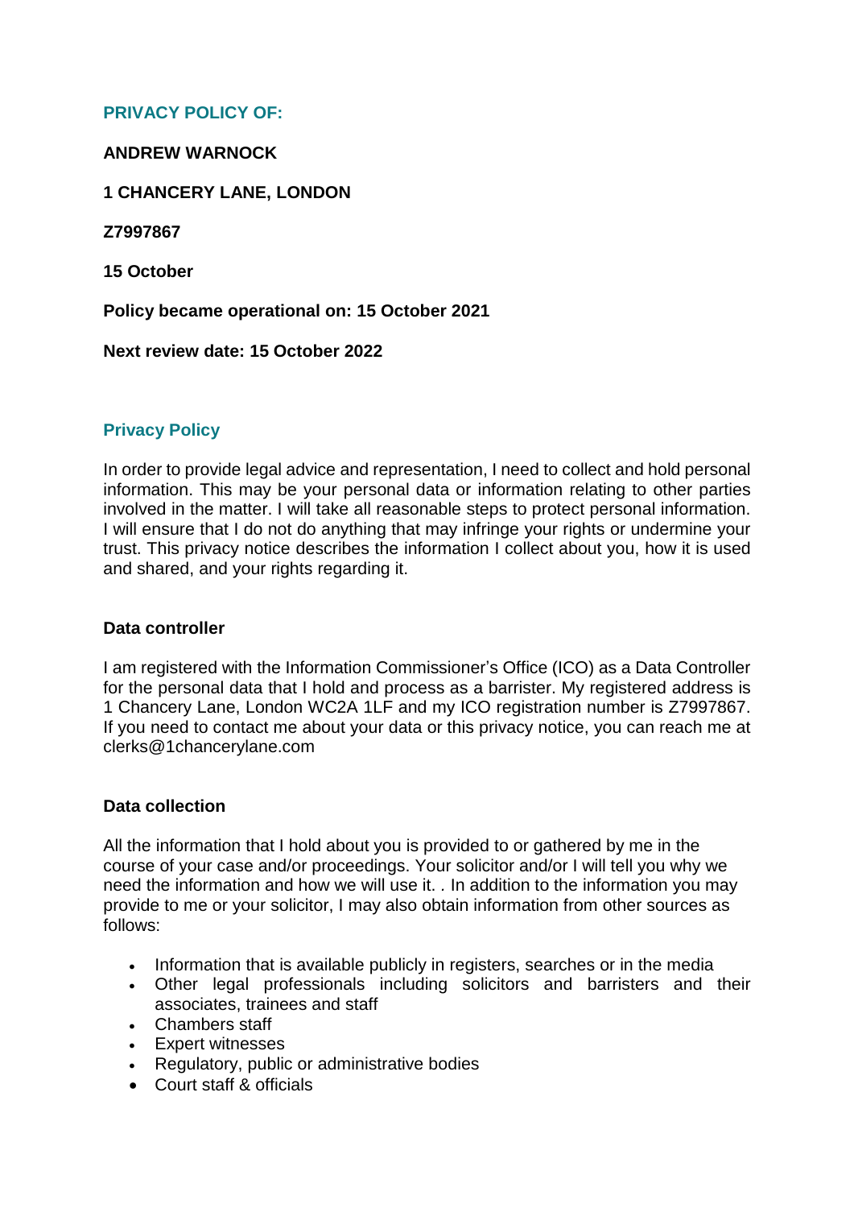## PRIVACY POLICY OF:

**ANDREW WARNOCK**

**1 CHANCERY LANE, LONDON**

**Z7997867**

**15 October**

**Policy became operational on: 15 October 2021**

**Next review date: 15 October 2022**

## Privacy Policy

In order to provide legal advice and representation, I need to collect and hold personal information. This may be your personal data or information relating to other parties involved in the matter. I will take all reasonable steps to protect personal information. I will ensure that I do not do anything that may infringe your rights or undermine your trust. This privacy notice describes the information I collect about you, how it is used and shared, and your rights regarding it.

### Data controller

I am registered with the Information Commissioner's Office (ICO) as a Data Controller for the personal data that I hold and process as a barrister. My registered address is 1 Chancery Lane, London WC2A 1LF and my ICO registration number is Z7997867. If you need to contact me about your data or this privacy notice, you can reach me at clerks@1chancerylane.com

### Data collection

All the information that I hold about you is provided to or gathered by me in the course of your case and/or proceedings. Your solicitor and/or I will tell you why we need the information and how we will use it. . In addition to the information you may provide to me or your solicitor, I may also obtain information from other sources as follows:

- Information that is available publicly in registers, searches or in the media
- Other legal professionals including solicitors and barristers and their associates, trainees and staff
- Chambers staff
- Expert witnesses
- Regulatory, public or administrative bodies
- Court staff & officials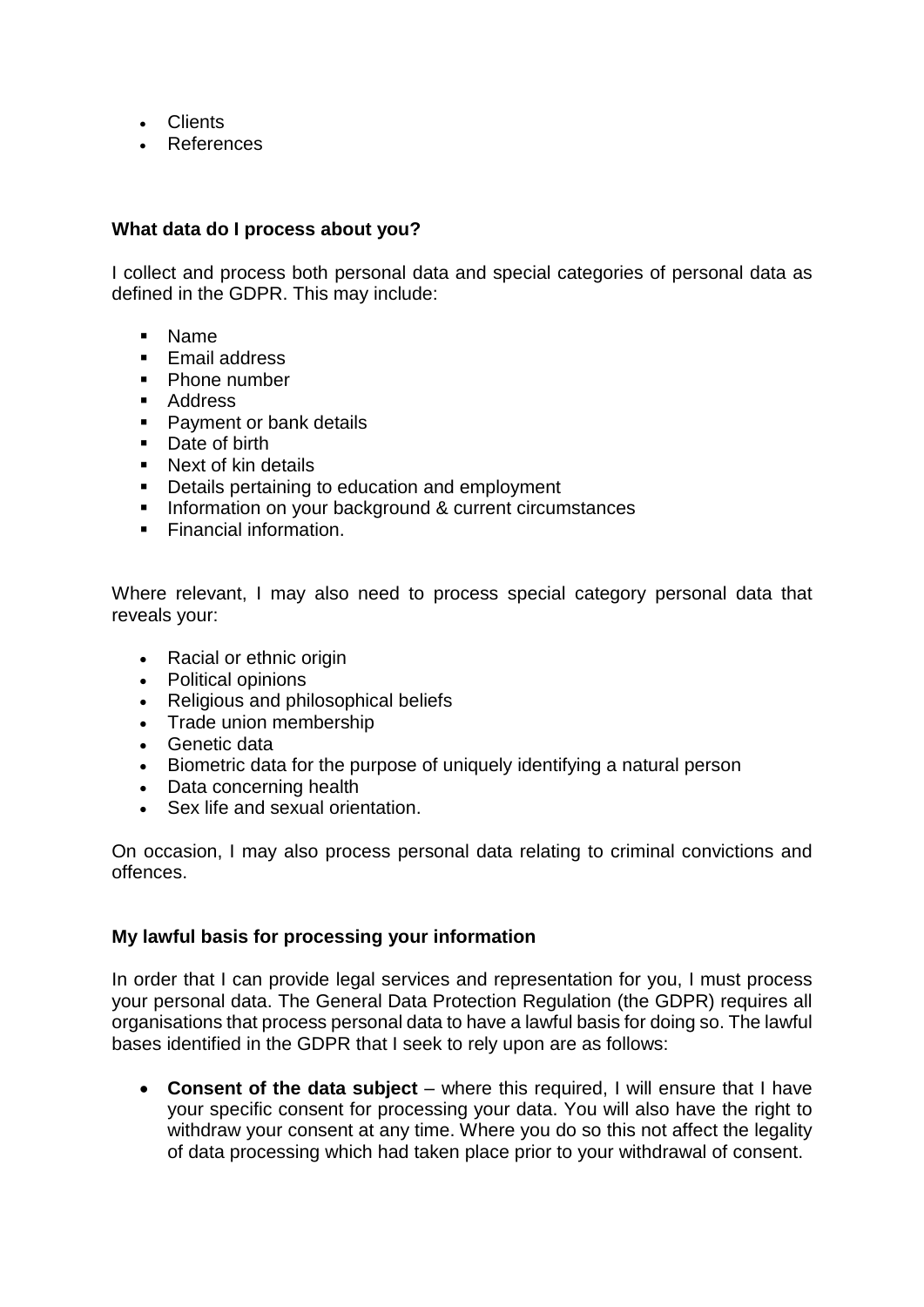- Clients
- References

**What data do I process about you?**

I collect and process both personal data and special categories of personal data as defined in the GDPR. This may include:

- Name
- Email address
- Phone number
- Address
- Payment or bank details
- Date of birth
- Next of kin details
- Details pertaining to education and employment
- Information on your background & current circumstances
- Financial information.

Where relevant, I may also need to process special category personal data that reveals your:

- Racial or ethnic origin
- Political opinions
- Religious and philosophical beliefs
- Trade union membership
- Genetic data
- Biometric data for the purpose of uniquely identifying a natural person
- Data concerning health
- Sex life and sexual orientation.

On occasion, I may also process personal data relating to criminal convictions and offences.

**My lawful basis for processing your information**

In order that I can provide legal services and representation for you, I must process your personal data. The General Data Protection Regulation (the GDPR) requires all organisations that process personal data to have a lawful basis for doing so. The lawful bases identified in the GDPR that I seek to rely upon are as follows:

- **Consent of the data subject** – where this required, I will ensure that I have your specific consent for processing your data. You will also have the right to withdraw your consent at any time. Where you do so this not affect the legality of data processing which had taken place prior to your withdrawal of consent.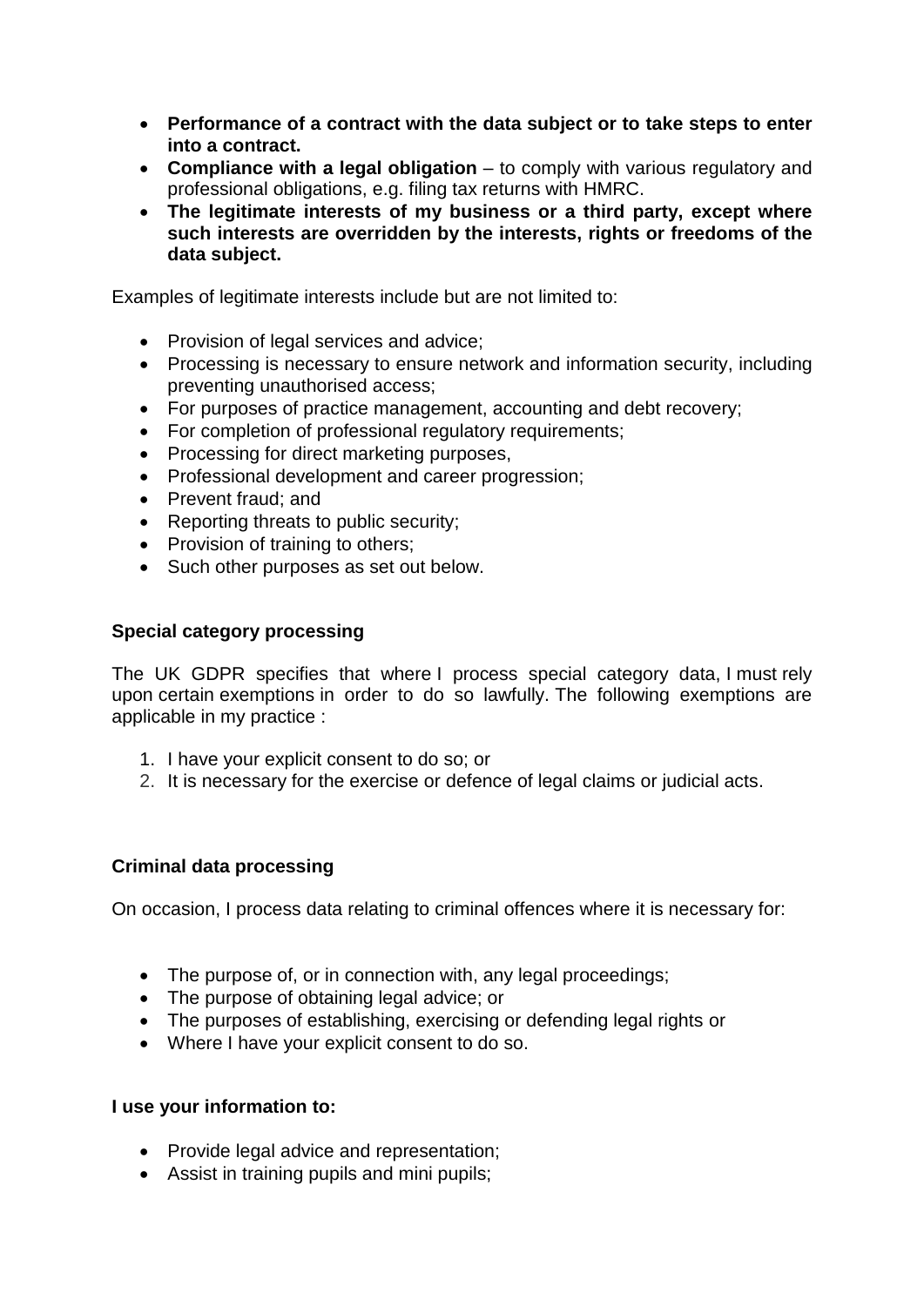- **Performance of a contract with the data subject or to take steps to enter into a contract.**
- **Compliance with a legal obligation** – to comply with various regulatory and professional obligations, e.g. filing tax returns with HMRC.
- **The legitimate interests of my business or a third party, except where such interests are overridden by the interests, rights or freedoms of the data subject.**

Examples of legitimate interests include but are not limited to:

- Provision of legal services and advice;
- Processing is necessary to ensure network and information security, including preventing unauthorised access;
- For purposes of practice management, accounting and debt recovery;
- For completion of professional regulatory requirements;
- Processing for direct marketing purposes,
- Professional development and career progression;
- Prevent fraud; and
- Reporting threats to public security;
- Provision of training to others;
- Such other purposes as set out below.

**Special category processing**

The UK GDPR specifies that where I process special category data, I must rely upon certain exemptions in order to do so lawfully. The following exemptions are applicable in my practice :

1. I have your explicit consent to do so; or
2. It is necessary for the exercise or defence of legal claims or judicial acts.

**Criminal data processing**

On occasion, I process data relating to criminal offences where it is necessary for:

- The purpose of, or in connection with, any legal proceedings;
- The purpose of obtaining legal advice; or
- The purposes of establishing, exercising or defending legal rights or
- Where I have your explicit consent to do so.

**I use your information to:**

- Provide legal advice and representation;
- Assist in training pupils and mini pupils;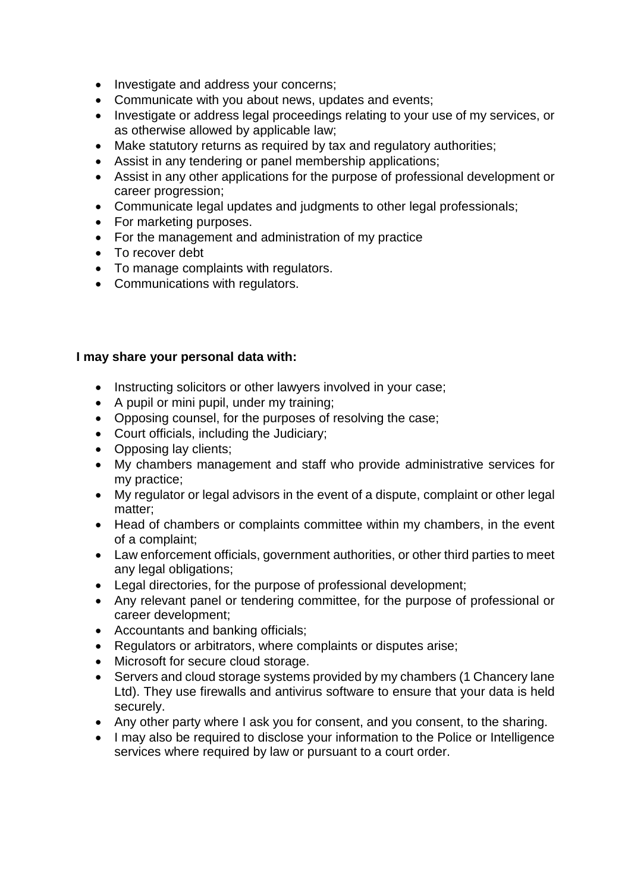- Investigate and address your concerns;
- Communicate with you about news, updates and events;
- Investigate or address legal proceedings relating to your use of my services, or as otherwise allowed by applicable law;
- Make statutory returns as required by tax and regulatory authorities;
- Assist in any tendering or panel membership applications;
- Assist in any other applications for the purpose of professional development or career progression;
- Communicate legal updates and judgments to other legal professionals;
- For marketing purposes.
- For the management and administration of my practice
- To recover debt
- To manage complaints with regulators.
- Communications with regulators.

**I may share your personal data with:**

- Instructing solicitors or other lawyers involved in your case;
- A pupil or mini pupil, under my training;
- Opposing counsel, for the purposes of resolving the case;
- Court officials, including the Judiciary;
- Opposing lay clients;
- My chambers management and staff who provide administrative services for my practice;
- My regulator or legal advisors in the event of a dispute, complaint or other legal matter;
- Head of chambers or complaints committee within my chambers, in the event of a complaint;
- Law enforcement officials, government authorities, or other third parties to meet any legal obligations;
- Legal directories, for the purpose of professional development;
- Any relevant panel or tendering committee, for the purpose of professional or career development;
- Accountants and banking officials;
- Regulators or arbitrators, where complaints or disputes arise;
- Microsoft for secure cloud storage.
- Servers and cloud storage systems provided by my chambers (1 Chancery lane Ltd). They use firewalls and antivirus software to ensure that your data is held securely.
- Any other party where I ask you for consent, and you consent, to the sharing.
- I may also be required to disclose your information to the Police or Intelligence services where required by law or pursuant to a court order.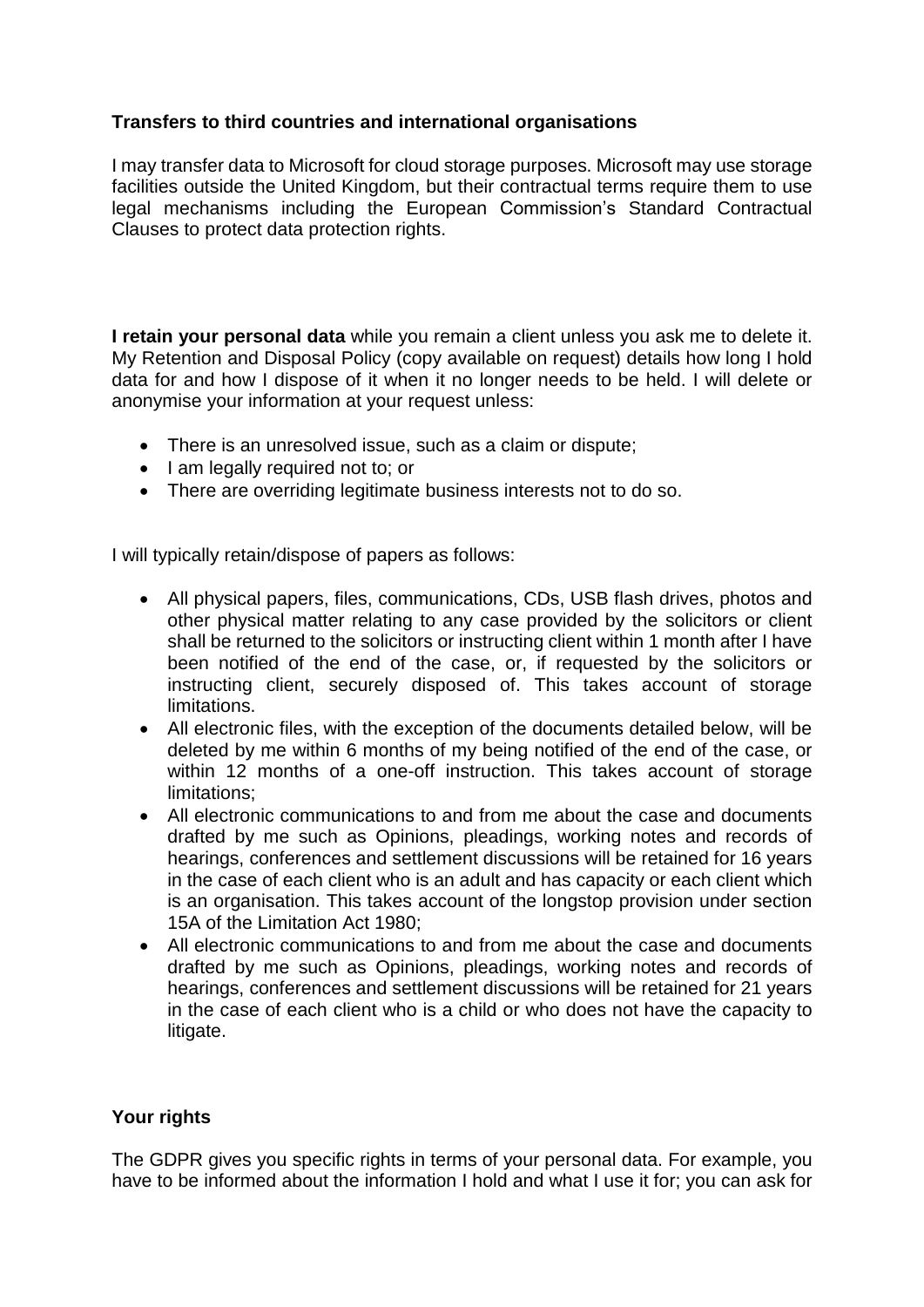**Transfers to third countries and international organisations**

I may transfer data to Microsoft for cloud storage purposes. Microsoft may use storage facilities outside the United Kingdom, but their contractual terms require them to use legal mechanisms including the European Commission's Standard Contractual Clauses to protect data protection rights.

**I retain your personal data** while you remain a client unless you ask me to delete it. My Retention and Disposal Policy (copy available on request) details how long I hold data for and how I dispose of it when it no longer needs to be held. I will delete or anonymise your information at your request unless:

- There is an unresolved issue, such as a claim or dispute;
- I am legally required not to; or
- There are overriding legitimate business interests not to do so.

I will typically retain/dispose of papers as follows:

- All physical papers, files, communications, CDs, USB flash drives, photos and other physical matter relating to any case provided by the solicitors or client shall be returned to the solicitors or instructing client within 1 month after I have been notified of the end of the case, or, if requested by the solicitors or instructing client, securely disposed of. This takes account of storage limitations.
- All electronic files, with the exception of the documents detailed below, will be deleted by me within 6 months of my being notified of the end of the case, or within 12 months of a one-off instruction. This takes account of storage limitations;
- All electronic communications to and from me about the case and documents drafted by me such as Opinions, pleadings, working notes and records of hearings, conferences and settlement discussions will be retained for 16 years in the case of each client who is an adult and has capacity or each client which is an organisation. This takes account of the longstop provision under section 15A of the Limitation Act 1980;
- All electronic communications to and from me about the case and documents drafted by me such as Opinions, pleadings, working notes and records of hearings, conferences and settlement discussions will be retained for 21 years in the case of each client who is a child or who does not have the capacity to litigate.

**Your rights**

The GDPR gives you specific rights in terms of your personal data. For example, you have to be informed about the information I hold and what I use it for; you can ask for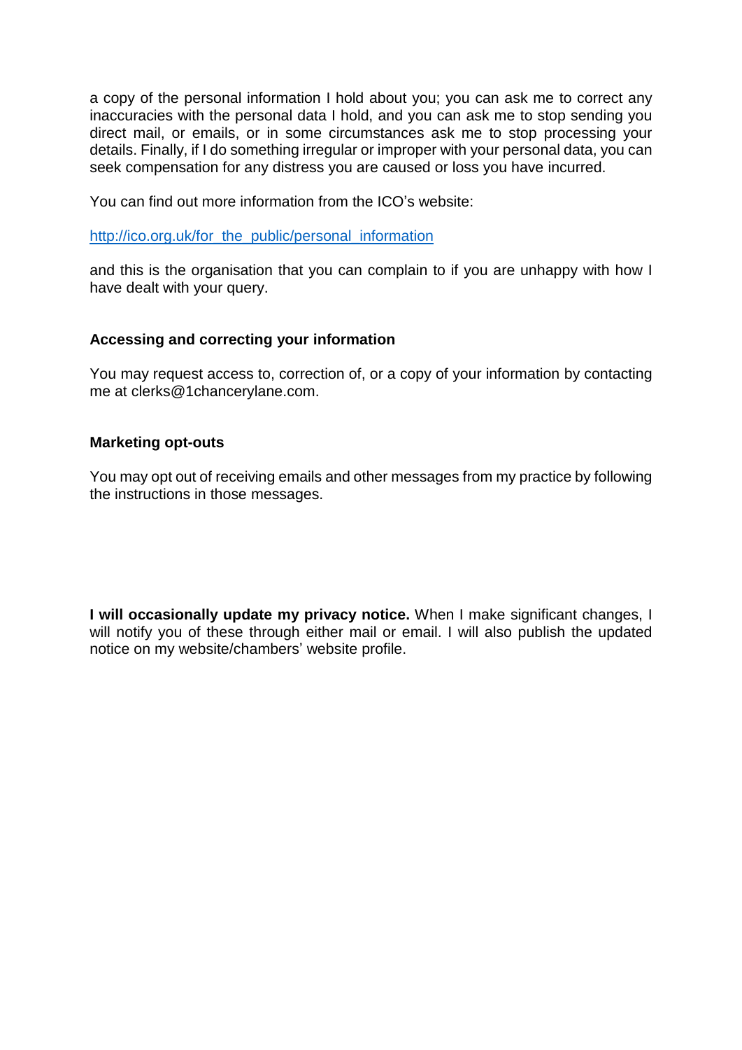a copy of the personal information I hold about you; you can ask me to correct any inaccuracies with the personal data I hold, and you can ask me to stop sending you direct mail, or emails, or in some circumstances ask me to stop processing your details. Finally, if I do something irregular or improper with your personal data, you can seek compensation for any distress you are caused or loss you have incurred.

You can find out more information from the ICO's website:

[http://ico.org.uk/for_the_public/personal_information](http://ico.org.uk/for_the_public/personal_information)

and this is the organisation that you can complain to if you are unhappy with how I have dealt with your query.

**Accessing and correcting your information**

You may request access to, correction of, or a copy of your information by contacting me at clerks@1chancerylane.com.

**Marketing opt-outs**

You may opt out of receiving emails and other messages from my practice by following the instructions in those messages.

**I will occasionally update my privacy notice.** When I make significant changes, I will notify you of these through either mail or email. I will also publish the updated notice on my website/chambers' website profile.